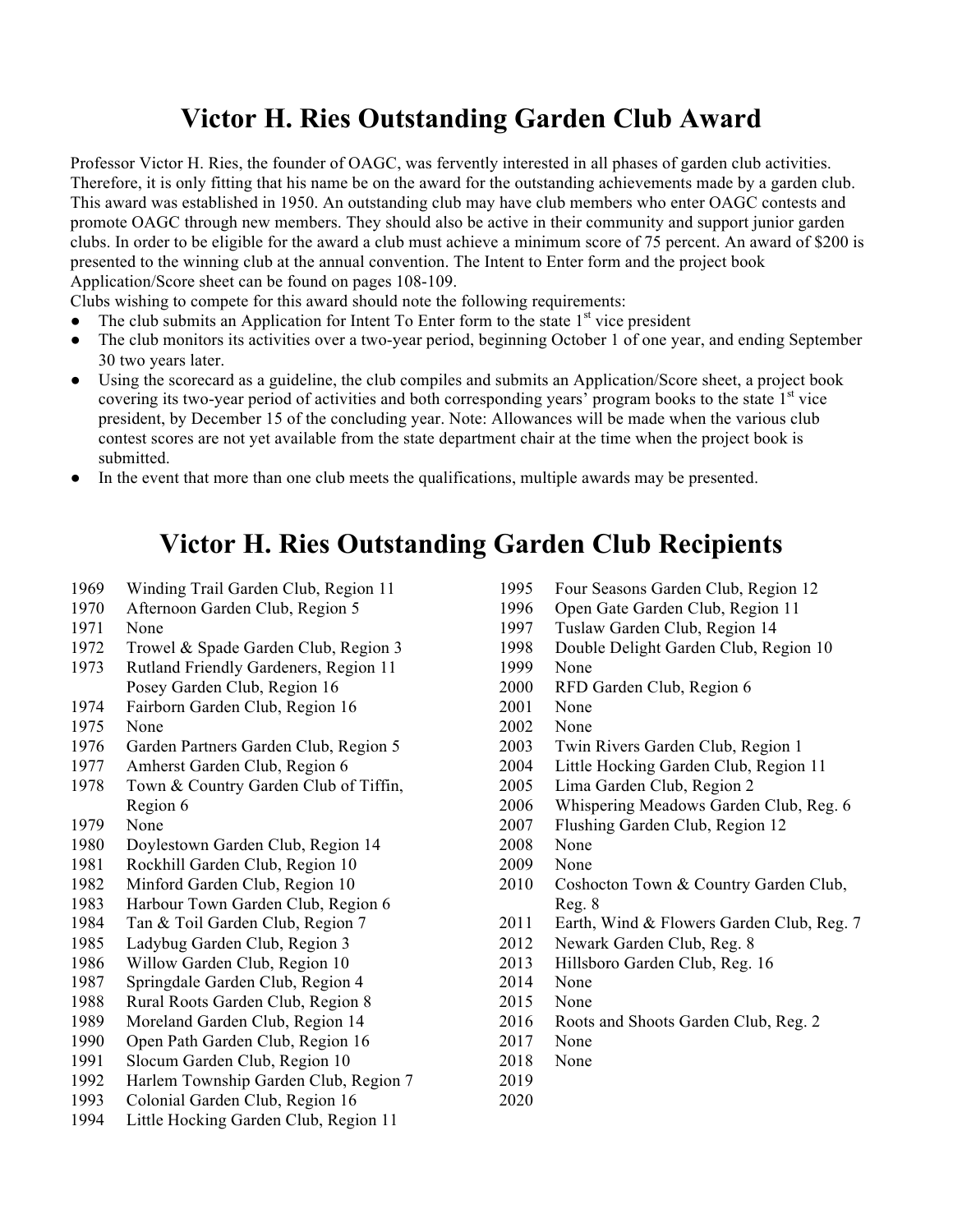# Victor H. Ries Outstanding Garden Club Award

Professor Victor H. Ries, the founder of OAGC, was fervently interested in all phases of garden club activities. Therefore, it is only fitting that his name be on the award for the outstanding achievements made by a garden club. This award was established in 1950. An outstanding club may have club members who enter OAGC contests and promote OAGC through new members. They should also be active in their community and support junior garden clubs. In order to be eligible for the award a club must achieve a minimum score of 75 percent. An award of $200 is presented to the winning club at the annual convention. The Intent to Enter form and the project book Application/Score sheet can be found on pages 108-109.

Clubs wishing to compete for this award should note the following requirements:

- The club submits an Application for Intent To Enter form to the state 1st vice president
- The club monitors its activities over a two-year period, beginning October 1 of one year, and ending September 30 two years later.
- Using the scorecard as a guideline, the club compiles and submits an Application/Score sheet, a project book covering its two-year period of activities and both corresponding years' program books to the state 1st vice president, by December 15 of the concluding year. Note: Allowances will be made when the various club contest scores are not yet available from the state department chair at the time when the project book is submitted.
- In the event that more than one club meets the qualifications, multiple awards may be presented.

# Victor H. Ries Outstanding Garden Club Recipients

| Year | Recipient |
|---|---|
| 1969 | Winding Trail Garden Club, Region 11 |
| 1970 | Afternoon Garden Club, Region 5 |
| 1971 | None |
| 1972 | Trowel & Spade Garden Club, Region 3 |
| 1973 | Rutland Friendly Gardeners, Region 11<br>Posey Garden Club, Region 16 |
| 1974 | Fairborn Garden Club, Region 16 |
| 1975 | None |
| 1976 | Garden Partners Garden Club, Region 5 |
| 1977 | Amherst Garden Club, Region 6 |
| 1978 | Town & Country Garden Club of Tiffin, Region 6 |
| 1979 | None |
| 1980 | Doylestown Garden Club, Region 14 |
| 1981 | Rockhill Garden Club, Region 10 |
| 1982 | Minford Garden Club, Region 10 |
| 1983 | Harbour Town Garden Club, Region 6 |
| 1984 | Tan & Toil Garden Club, Region 7 |
| 1985 | Ladybug Garden Club, Region 3 |
| 1986 | Willow Garden Club, Region 10 |
| 1987 | Springdale Garden Club, Region 4 |
| 1988 | Rural Roots Garden Club, Region 8 |
| 1989 | Moreland Garden Club, Region 14 |
| 1990 | Open Path Garden Club, Region 16 |
| 1991 | Slocum Garden Club, Region 10 |
| 1992 | Harlem Township Garden Club, Region 7 |
| 1993 | Colonial Garden Club, Region 16 |
| 1994 | Little Hocking Garden Club, Region 11 |
| 1995 | Four Seasons Garden Club, Region 12 |
| 1996 | Open Gate Garden Club, Region 11 |
| 1997 | Tuslaw Garden Club, Region 14 |
| 1998 | Double Delight Garden Club, Region 10 |
| 1999 | None |
| 2000 | RFD Garden Club, Region 6 |
| 2001 | None |
| 2002 | None |
| 2003 | Twin Rivers Garden Club, Region 1 |
| 2004 | Little Hocking Garden Club, Region 11 |
| 2005 | Lima Garden Club, Region 2 |
| 2006 | Whispering Meadows Garden Club, Reg. 6 |
| 2007 | Flushing Garden Club, Region 12 |
| 2008 | None |
| 2009 | None |
| 2010 | Coshocton Town & Country Garden Club, Reg. 8 |
| 2011 | Earth, Wind & Flowers Garden Club, Reg. 7 |
| 2012 | Newark Garden Club, Reg. 8 |
| 2013 | Hillsboro Garden Club, Reg. 16 |
| 2014 | None |
| 2015 | None |
| 2016 | Roots and Shoots Garden Club, Reg. 2 |
| 2017 | None |
| 2018 | None |
| 2019 | |
| 2020 | |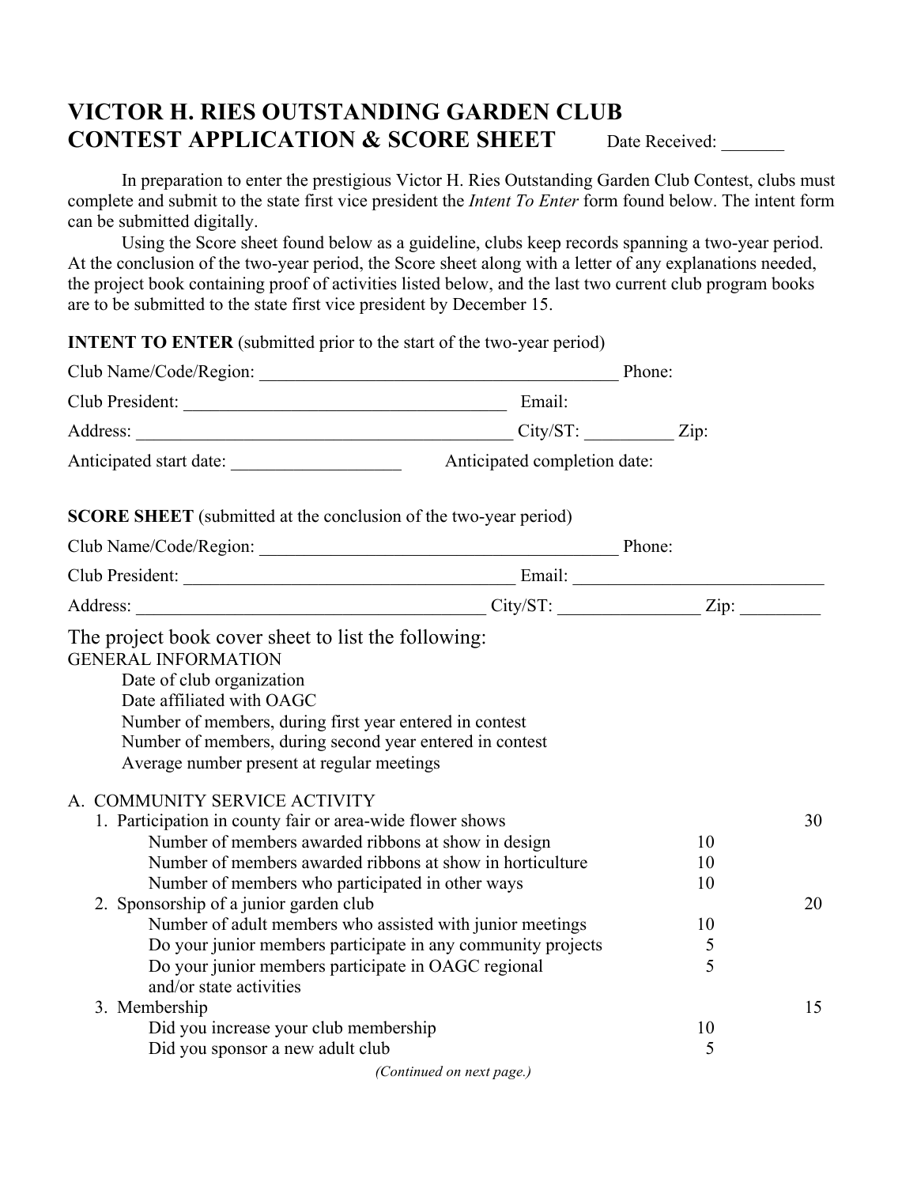# VICTOR H. RIES OUTSTANDING GARDEN CLUB CONTEST APPLICATION & SCORE SHEET

Date Received: _______

In preparation to enter the prestigious Victor H. Ries Outstanding Garden Club Contest, clubs must complete and submit to the state first vice president the *Intent To Enter* form found below. The intent form can be submitted digitally.

Using the Score sheet found below as a guideline, clubs keep records spanning a two-year period. At the conclusion of the two-year period, the Score sheet along with a letter of any explanations needed, the project book containing proof of activities listed below, and the last two current club program books are to be submitted to the state first vice president by December 15.

**INTENT TO ENTER** (submitted prior to the start of the two-year period)

Club Name/Code/Region: ________________________________________ Phone:

Club President: ___________________________________ Email:

Address: __________________________________________ City/ST: __________ Zip:

Anticipated start date: ___________________ Anticipated completion date:

**SCORE SHEET** (submitted at the conclusion of the two-year period)

Club Name/Code/Region: ________________________________________ Phone:

Club President: _____________________________________ Email: ___________________________

Address: ______________________________________ City/ST: _______________ Zip: _________

The project book cover sheet to list the following:

GENERAL INFORMATION

- Date of club organization
- Date affiliated with OAGC
- Number of members, during first year entered in contest
- Number of members, during second year entered in contest
- Average number present at regular meetings

| A. COMMUNITY SERVICE ACTIVITY | | |
|---|---|---|
| 1. Participation in county fair or area-wide flower shows | | 30 |
| Number of members awarded ribbons at show in design | 10 | |
| Number of members awarded ribbons at show in horticulture | 10 | |
| Number of members who participated in other ways | 10 | |
| 2. Sponsorship of a junior garden club | | 20 |
| Number of adult members who assisted with junior meetings | 10 | |
| Do your junior members participate in any community projects | 5 | |
| Do your junior members participate in OAGC regional and/or state activities | 5 | |
| 3. Membership | | 15 |
| Did you increase your club membership | 10 | |
| Did you sponsor a new adult club | 5 | |

*(Continued on next page.)*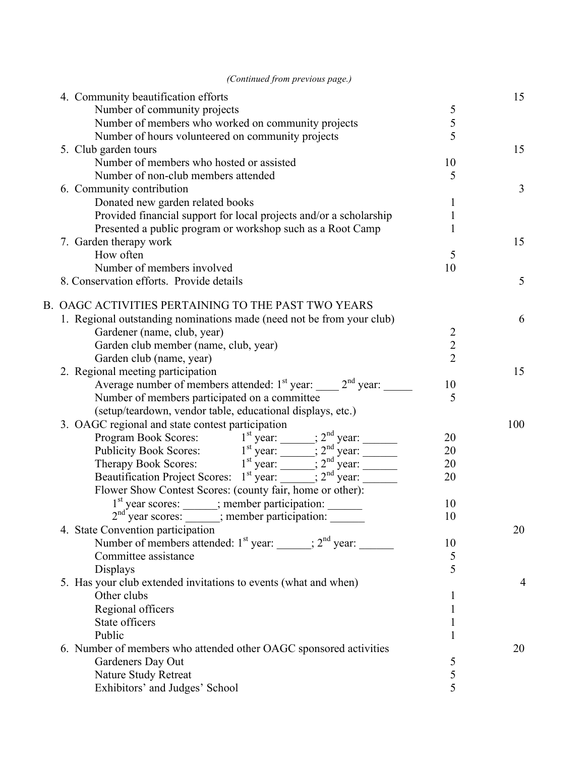*(Continued from previous page.)*

| | | |
|---|---|---|
| 4. Community beautification efforts | | 15 |
| Number of community projects | 5 | |
| Number of members who worked on community projects | 5 | |
| Number of hours volunteered on community projects | 5 | |
| 5. Club garden tours | | 15 |
| Number of members who hosted or assisted | 10 | |
| Number of non-club members attended | 5 | |
| 6. Community contribution | | 3 |
| Donated new garden related books | 1 | |
| Provided financial support for local projects and/or a scholarship | 1 | |
| Presented a public program or workshop such as a Root Camp | 1 | |
| 7. Garden therapy work | | 15 |
| How often | 5 | |
| Number of members involved | 10 | |
| 8. Conservation efforts. Provide details | | 5 |
| **B. OAGC ACTIVITIES PERTAINING TO THE PAST TWO YEARS** | | |
| 1. Regional outstanding nominations made (need not be from your club) | | 6 |
| Gardener (name, club, year) | 2 | |
| Garden club member (name, club, year) | 2 | |
| Garden club (name, year) | 2 | |
| 2. Regional meeting participation | | 15 |
| Average number of members attended: 1st year: ____ 2nd year: _____ | 10 | |
| Number of members participated on a committee (setup/teardown, vendor table, educational displays, etc.) | 5 | |
| 3. OAGC regional and state contest participation | | 100 |
| Program Book Scores: 1st year: ______; 2nd year: ______ | 20 | |
| Publicity Book Scores: 1st year: ______; 2nd year: ______ | 20 | |
| Therapy Book Scores: 1st year: ______; 2nd year: ______ | 20 | |
| Beautification Project Scores: 1st year: ______; 2nd year: ______ | 20 | |
| Flower Show Contest Scores: (county fair, home or other): | | |
| 1st year scores: ______; member participation: ______ | 10 | |
| 2nd year scores: ______; member participation: ______ | 10 | |
| 4. State Convention participation | | 20 |
| Number of members attended: 1st year: ______; 2nd year: ______ | 10 | |
| Committee assistance | 5 | |
| Displays | 5 | |
| 5. Has your club extended invitations to events (what and when) | | 4 |
| Other clubs | 1 | |
| Regional officers | 1 | |
| State officers | 1 | |
| Public | 1 | |
| 6. Number of members who attended other OAGC sponsored activities | | 20 |
| Gardeners Day Out | 5 | |
| Nature Study Retreat | 5 | |
| Exhibitors' and Judges' School | 5 | |